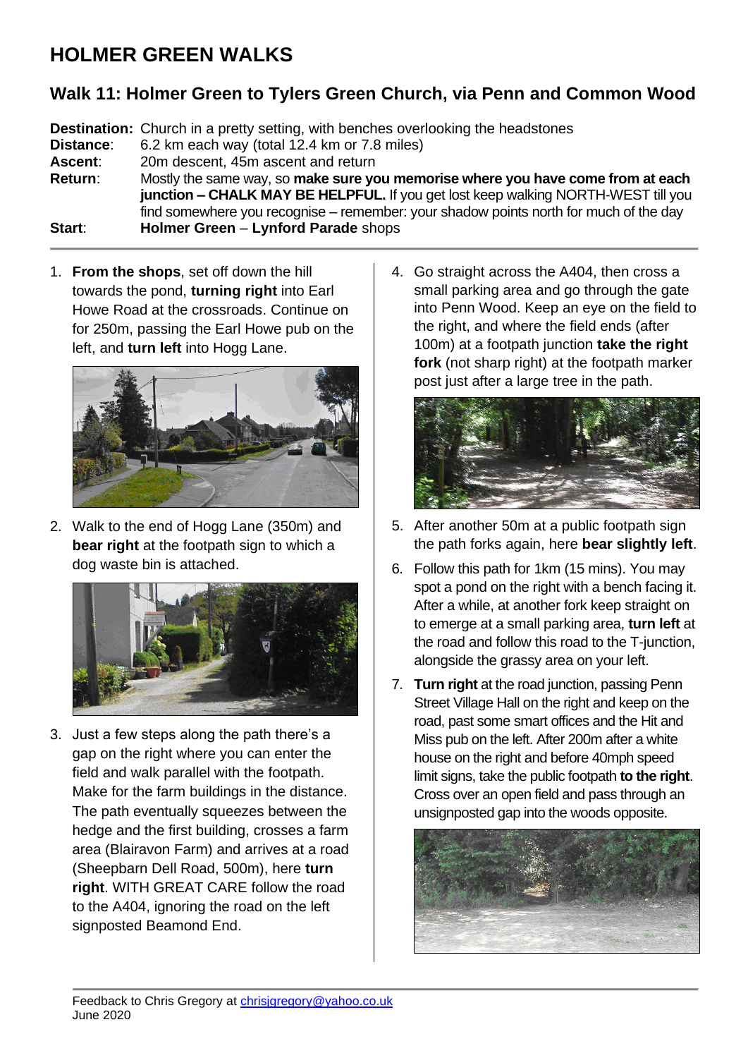# HOLMER GREEN WALKS

## Walk 11: Holmer Green to Tylers Green Church, via Penn and Common Wood

**Destination:** Church in a pretty setting, with benches overlooking the headstones
**Distance**: 6.2 km each way (total 12.4 km or 7.8 miles)
**Ascent**: 20m descent, 45m ascent and return
**Return**: Mostly the same way, so **make sure you memorise where you have come from at each junction – CHALK MAY BE HELPFUL.** If you get lost keep walking NORTH-WEST till you find somewhere you recognise – remember: your shadow points north for much of the day
**Start**: **Holmer Green** – **Lynford Parade** shops

---

1. **From the shops**, set off down the hill towards the pond, **turning right** into Earl Howe Road at the crossroads. Continue on for 250m, passing the Earl Howe pub on the left, and **turn left** into Hogg Lane.

2. Walk to the end of Hogg Lane (350m) and **bear right** at the footpath sign to which a dog waste bin is attached.

3. Just a few steps along the path there's a gap on the right where you can enter the field and walk parallel with the footpath. Make for the farm buildings in the distance. The path eventually squeezes between the hedge and the first building, crosses a farm area (Blairavon Farm) and arrives at a road (Sheepbarn Dell Road, 500m), here **turn right**. WITH GREAT CARE follow the road to the A404, ignoring the road on the left signposted Beamond End.

4. Go straight across the A404, then cross a small parking area and go through the gate into Penn Wood. Keep an eye on the field to the right, and where the field ends (after 100m) at a footpath junction **take the right fork** (not sharp right) at the footpath marker post just after a large tree in the path.

5. After another 50m at a public footpath sign the path forks again, here **bear slightly left**.

6. Follow this path for 1km (15 mins). You may spot a pond on the right with a bench facing it. After a while, at another fork keep straight on to emerge at a small parking area, **turn left** at the road and follow this road to the T-junction, alongside the grassy area on your left.

7. **Turn right** at the road junction, passing Penn Street Village Hall on the right and keep on the road, past some smart offices and the Hit and Miss pub on the left. After 200m after a white house on the right and before 40mph speed limit signs, take the public footpath **to the right**. Cross over an open field and pass through an unsignposted gap into the woods opposite.

---

Feedback to Chris Gregory at chrisjgregory@yahoo.co.uk
June 2020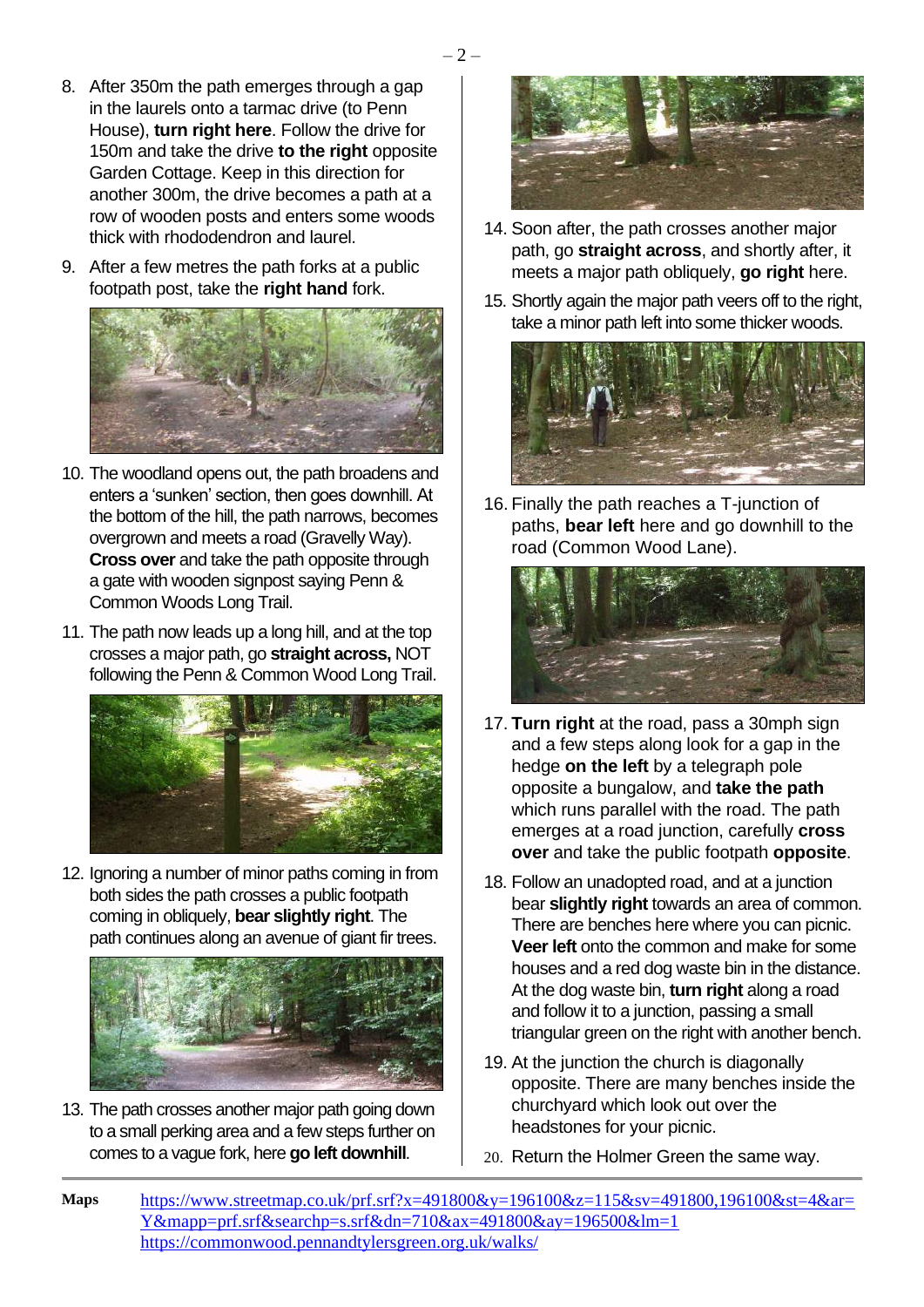8. After 350m the path emerges through a gap in the laurels onto a tarmac drive (to Penn House), **turn right here**. Follow the drive for 150m and take the drive **to the right** opposite Garden Cottage. Keep in this direction for another 300m, the drive becomes a path at a row of wooden posts and enters some woods thick with rhododendron and laurel.
9. After a few metres the path forks at a public footpath post, take the **right hand** fork.
10. The woodland opens out, the path broadens and enters a 'sunken' section, then goes downhill. At the bottom of the hill, the path narrows, becomes overgrown and meets a road (Gravelly Way). **Cross over** and take the path opposite through a gate with wooden signpost saying Penn & Common Woods Long Trail.
11. The path now leads up a long hill, and at the top crosses a major path, go **straight across,** NOT following the Penn & Common Wood Long Trail.
12. Ignoring a number of minor paths coming in from both sides the path crosses a public footpath coming in obliquely, **bear slightly right**. The path continues along an avenue of giant fir trees.
13. The path crosses another major path going down to a small perking area and a few steps further on comes to a vague fork, here **go left downhill**.
14. Soon after, the path crosses another major path, go **straight across**, and shortly after, it meets a major path obliquely, **go right** here.
15. Shortly again the major path veers off to the right, take a minor path left into some thicker woods.
16. Finally the path reaches a T-junction of paths, **bear left** here and go downhill to the road (Common Wood Lane).
17. **Turn right** at the road, pass a 30mph sign and a few steps along look for a gap in the hedge **on the left** by a telegraph pole opposite a bungalow, and **take the path** which runs parallel with the road. The path emerges at a road junction, carefully **cross over** and take the public footpath **opposite**.
18. Follow an unadopted road, and at a junction bear **slightly right** towards an area of common. There are benches here where you can picnic. **Veer left** onto the common and make for some houses and a red dog waste bin in the distance. At the dog waste bin, **turn right** along a road and follow it to a junction, passing a small triangular green on the right with another bench.
19. At the junction the church is diagonally opposite. There are many benches inside the churchyard which look out over the headstones for your picnic.
20. Return the Holmer Green the same way.

**Maps** https://www.streetmap.co.uk/prf.srf?x=491800&y=196100&z=115&sv=491800,196100&st=4&ar=Y&mapp=prf.srf&searchp=s.srf&dn=710&ax=491800&ay=196500&lm=1
https://commonwood.pennandtylersgreen.org.uk/walks/